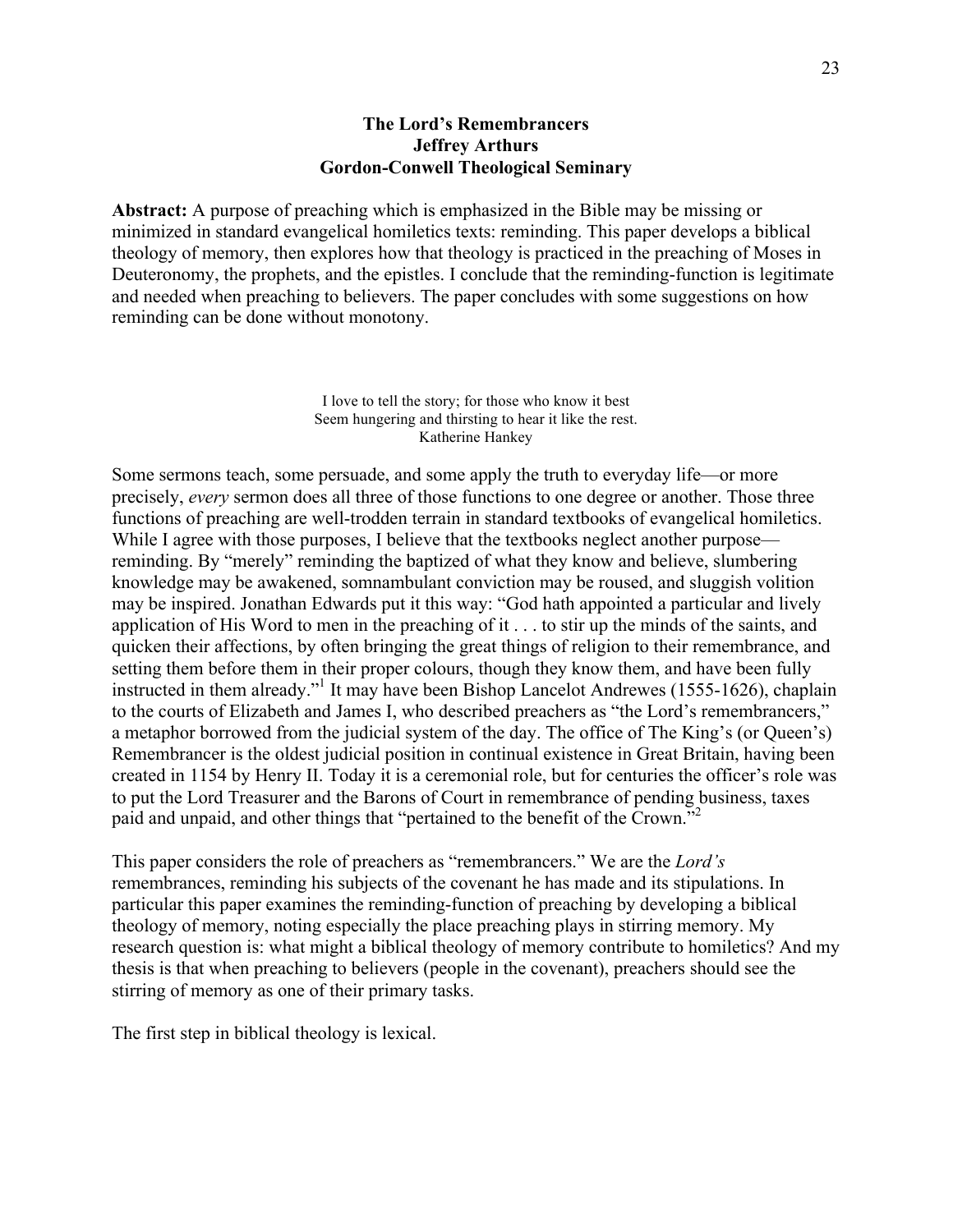# The Lord's Remembrancers
**Jeffrey Arthurs**
**Gordon-Conwell Theological Seminary**

**Abstract:** A purpose of preaching which is emphasized in the Bible may be missing or minimized in standard evangelical homiletics texts: reminding. This paper develops a biblical theology of memory, then explores how that theology is practiced in the preaching of Moses in Deuteronomy, the prophets, and the epistles. I conclude that the reminding-function is legitimate and needed when preaching to believers. The paper concludes with some suggestions on how reminding can be done without monotony.

> I love to tell the story; for those who know it best
> Seem hungering and thirsting to hear it like the rest.
> Katherine Hankey

Some sermons teach, some persuade, and some apply the truth to everyday life—or more precisely, *every* sermon does all three of those functions to one degree or another. Those three functions of preaching are well-trodden terrain in standard textbooks of evangelical homiletics. While I agree with those purposes, I believe that the textbooks neglect another purpose—reminding. By "merely" reminding the baptized of what they know and believe, slumbering knowledge may be awakened, somnambulant conviction may be roused, and sluggish volition may be inspired. Jonathan Edwards put it this way: "God hath appointed a particular and lively application of His Word to men in the preaching of it . . . to stir up the minds of the saints, and quicken their affections, by often bringing the great things of religion to their remembrance, and setting them before them in their proper colours, though they know them, and have been fully instructed in them already."[1] It may have been Bishop Lancelot Andrewes (1555-1626), chaplain to the courts of Elizabeth and James I, who described preachers as "the Lord's remembrancers," a metaphor borrowed from the judicial system of the day. The office of The King's (or Queen's) Remembrancer is the oldest judicial position in continual existence in Great Britain, having been created in 1154 by Henry II. Today it is a ceremonial role, but for centuries the officer's role was to put the Lord Treasurer and the Barons of Court in remembrance of pending business, taxes paid and unpaid, and other things that "pertained to the benefit of the Crown."[2]

This paper considers the role of preachers as "remembrancers." We are the *Lord's* remembrances, reminding his subjects of the covenant he has made and its stipulations. In particular this paper examines the reminding-function of preaching by developing a biblical theology of memory, noting especially the place preaching plays in stirring memory. My research question is: what might a biblical theology of memory contribute to homiletics? And my thesis is that when preaching to believers (people in the covenant), preachers should see the stirring of memory as one of their primary tasks.

The first step in biblical theology is lexical.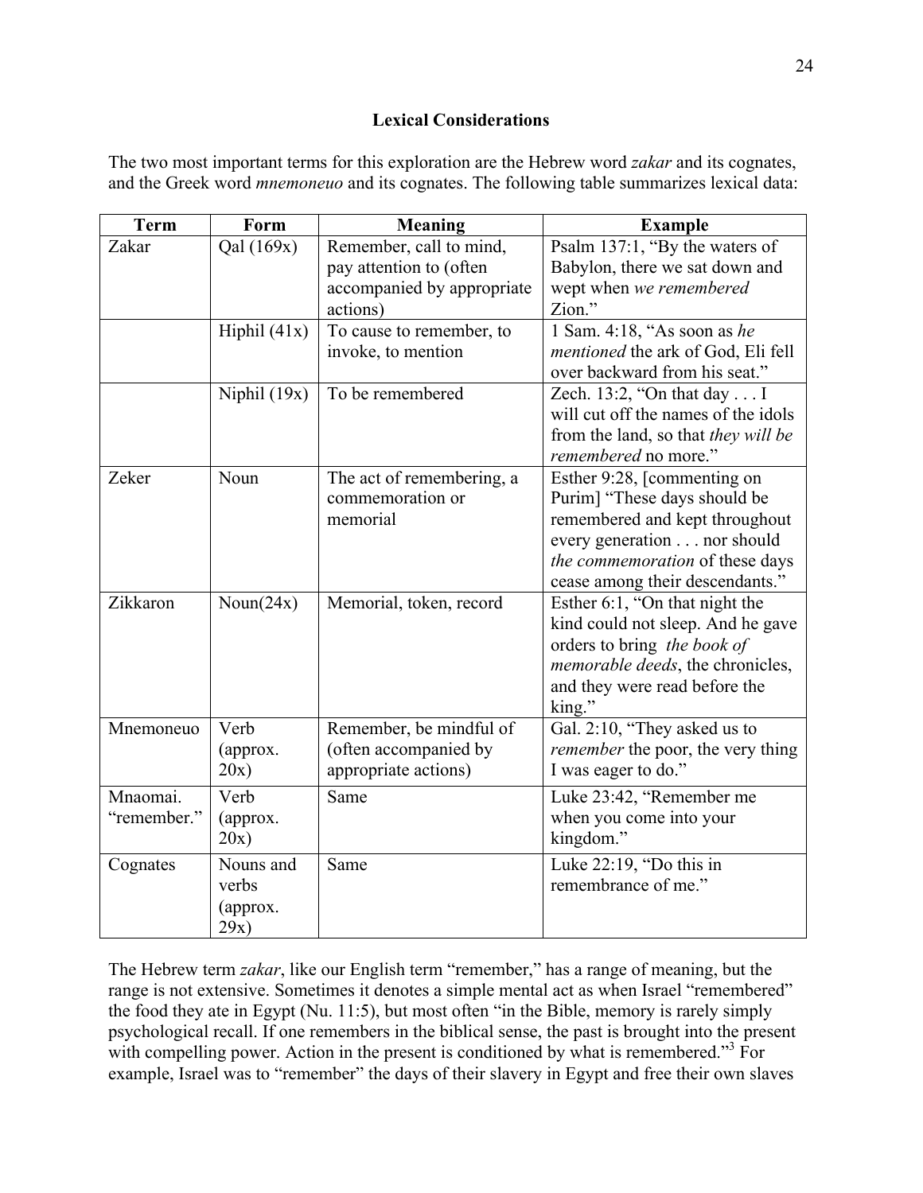### Lexical Considerations

The two most important terms for this exploration are the Hebrew word *zakar* and its cognates, and the Greek word *mnemoneuo* and its cognates. The following table summarizes lexical data:

| Term | Form | Meaning | Example |
|---|---|---|---|
| Zakar | Qal (169x) | Remember, call to mind, pay attention to (often accompanied by appropriate actions) | Psalm 137:1, "By the waters of Babylon, there we sat down and wept when *we remembered* Zion." |
| | Hiphil (41x) | To cause to remember, to invoke, to mention | 1 Sam. 4:18, "As soon as *he mentioned* the ark of God, Eli fell over backward from his seat." |
| | Niphil (19x) | To be remembered | Zech. 13:2, "On that day . . . I will cut off the names of the idols from the land, so that *they will be remembered* no more." |
| Zeker | Noun | The act of remembering, a commemoration or memorial | Esther 9:28, [commenting on Purim] "These days should be remembered and kept throughout every generation . . . nor should *the commemoration* of these days cease among their descendants." |
| Zikkaron | Noun(24x) | Memorial, token, record | Esther 6:1, "On that night the kind could not sleep. And he gave orders to bring *the book of memorable deeds*, the chronicles, and they were read before the king." |
| Mnemoneuo | Verb (approx. 20x) | Remember, be mindful of (often accompanied by appropriate actions) | Gal. 2:10, "They asked us to *remember* the poor, the very thing I was eager to do." |
| Mnaomai. "remember." | Verb (approx. 20x) | Same | Luke 23:42, "Remember me when you come into your kingdom." |
| Cognates | Nouns and verbs (approx. 29x) | Same | Luke 22:19, "Do this in remembrance of me." |

The Hebrew term *zakar*, like our English term "remember," has a range of meaning, but the range is not extensive. Sometimes it denotes a simple mental act as when Israel "remembered" the food they ate in Egypt (Nu. 11:5), but most often "in the Bible, memory is rarely simply psychological recall. If one remembers in the biblical sense, the past is brought into the present with compelling power. Action in the present is conditioned by what is remembered."[3] For example, Israel was to "remember" the days of their slavery in Egypt and free their own slaves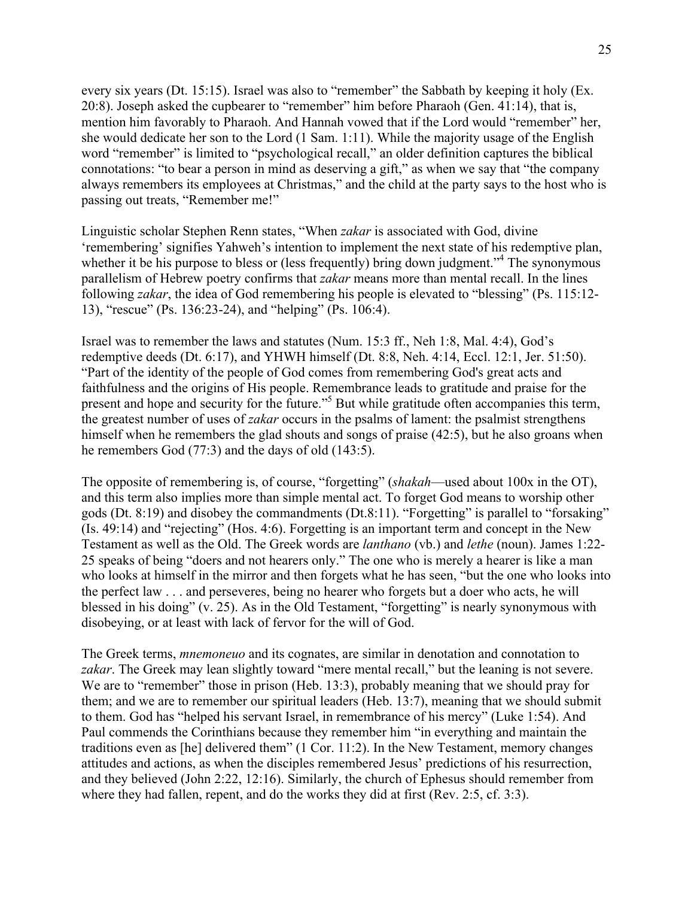every six years (Dt. 15:15). Israel was also to "remember" the Sabbath by keeping it holy (Ex. 20:8). Joseph asked the cupbearer to "remember" him before Pharaoh (Gen. 41:14), that is, mention him favorably to Pharaoh. And Hannah vowed that if the Lord would "remember" her, she would dedicate her son to the Lord (1 Sam. 1:11). While the majority usage of the English word "remember" is limited to "psychological recall," an older definition captures the biblical connotations: "to bear a person in mind as deserving a gift," as when we say that "the company always remembers its employees at Christmas," and the child at the party says to the host who is passing out treats, "Remember me!"

Linguistic scholar Stephen Renn states, "When *zakar* is associated with God, divine 'remembering' signifies Yahweh's intention to implement the next state of his redemptive plan, whether it be his purpose to bless or (less frequently) bring down judgment."[4] The synonymous parallelism of Hebrew poetry confirms that *zakar* means more than mental recall. In the lines following *zakar*, the idea of God remembering his people is elevated to "blessing" (Ps. 115:12-13), "rescue" (Ps. 136:23-24), and "helping" (Ps. 106:4).

Israel was to remember the laws and statutes (Num. 15:3 ff., Neh 1:8, Mal. 4:4), God's redemptive deeds (Dt. 6:17), and YHWH himself (Dt. 8:8, Neh. 4:14, Eccl. 12:1, Jer. 51:50). "Part of the identity of the people of God comes from remembering God's great acts and faithfulness and the origins of His people. Remembrance leads to gratitude and praise for the present and hope and security for the future."[5] But while gratitude often accompanies this term, the greatest number of uses of *zakar* occurs in the psalms of lament: the psalmist strengthens himself when he remembers the glad shouts and songs of praise (42:5), but he also groans when he remembers God (77:3) and the days of old (143:5).

The opposite of remembering is, of course, "forgetting" (*shakah*—used about 100x in the OT), and this term also implies more than simple mental act. To forget God means to worship other gods (Dt. 8:19) and disobey the commandments (Dt.8:11). "Forgetting" is parallel to "forsaking" (Is. 49:14) and "rejecting" (Hos. 4:6). Forgetting is an important term and concept in the New Testament as well as the Old. The Greek words are *lanthano* (vb.) and *lethe* (noun). James 1:22-25 speaks of being "doers and not hearers only." The one who is merely a hearer is like a man who looks at himself in the mirror and then forgets what he has seen, "but the one who looks into the perfect law . . . and perseveres, being no hearer who forgets but a doer who acts, he will blessed in his doing" (v. 25). As in the Old Testament, "forgetting" is nearly synonymous with disobeying, or at least with lack of fervor for the will of God.

The Greek terms, *mnemoneuo* and its cognates, are similar in denotation and connotation to *zakar*. The Greek may lean slightly toward "mere mental recall," but the leaning is not severe. We are to "remember" those in prison (Heb. 13:3), probably meaning that we should pray for them; and we are to remember our spiritual leaders (Heb. 13:7), meaning that we should submit to them. God has "helped his servant Israel, in remembrance of his mercy" (Luke 1:54). And Paul commends the Corinthians because they remember him "in everything and maintain the traditions even as [he] delivered them" (1 Cor. 11:2). In the New Testament, memory changes attitudes and actions, as when the disciples remembered Jesus' predictions of his resurrection, and they believed (John 2:22, 12:16). Similarly, the church of Ephesus should remember from where they had fallen, repent, and do the works they did at first (Rev. 2:5, cf. 3:3).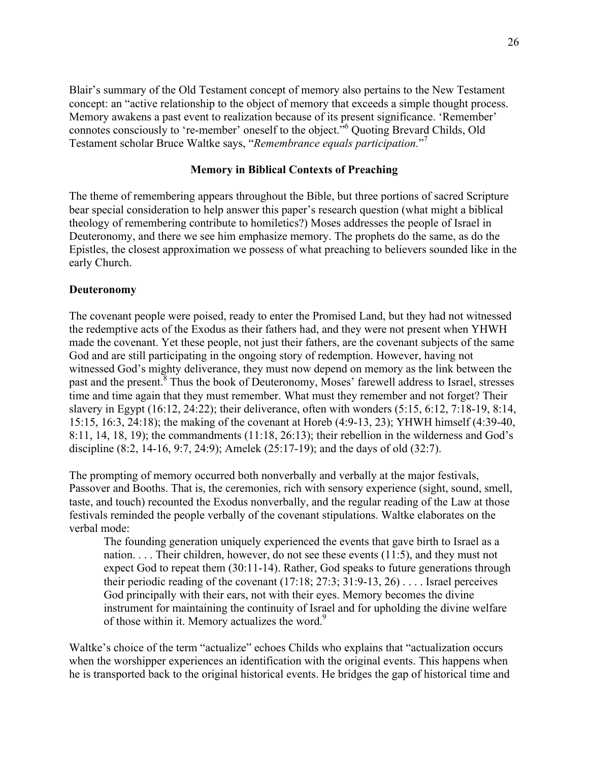Blair's summary of the Old Testament concept of memory also pertains to the New Testament concept: an "active relationship to the object of memory that exceeds a simple thought process. Memory awakens a past event to realization because of its present significance. 'Remember' connotes consciously to 're-member' oneself to the object."[6] Quoting Brevard Childs, Old Testament scholar Bruce Waltke says, "*Remembrance equals participation.*"[7]

## Memory in Biblical Contexts of Preaching

The theme of remembering appears throughout the Bible, but three portions of sacred Scripture bear special consideration to help answer this paper's research question (what might a biblical theology of remembering contribute to homiletics?) Moses addresses the people of Israel in Deuteronomy, and there we see him emphasize memory. The prophets do the same, as do the Epistles, the closest approximation we possess of what preaching to believers sounded like in the early Church.

### Deuteronomy

The covenant people were poised, ready to enter the Promised Land, but they had not witnessed the redemptive acts of the Exodus as their fathers had, and they were not present when YHWH made the covenant. Yet these people, not just their fathers, are the covenant subjects of the same God and are still participating in the ongoing story of redemption. However, having not witnessed God's mighty deliverance, they must now depend on memory as the link between the past and the present.[8] Thus the book of Deuteronomy, Moses' farewell address to Israel, stresses time and time again that they must remember. What must they remember and not forget? Their slavery in Egypt (16:12, 24:22); their deliverance, often with wonders (5:15, 6:12, 7:18-19, 8:14, 15:15, 16:3, 24:18); the making of the covenant at Horeb (4:9-13, 23); YHWH himself (4:39-40, 8:11, 14, 18, 19); the commandments (11:18, 26:13); their rebellion in the wilderness and God's discipline (8:2, 14-16, 9:7, 24:9); Amelek (25:17-19); and the days of old (32:7).

The prompting of memory occurred both nonverbally and verbally at the major festivals, Passover and Booths. That is, the ceremonies, rich with sensory experience (sight, sound, smell, taste, and touch) recounted the Exodus nonverbally, and the regular reading of the Law at those festivals reminded the people verbally of the covenant stipulations. Waltke elaborates on the verbal mode:

> The founding generation uniquely experienced the events that gave birth to Israel as a nation. . . . Their children, however, do not see these events (11:5), and they must not expect God to repeat them (30:11-14). Rather, God speaks to future generations through their periodic reading of the covenant (17:18; 27:3; 31:9-13, 26) . . . . Israel perceives God principally with their ears, not with their eyes. Memory becomes the divine instrument for maintaining the continuity of Israel and for upholding the divine welfare of those within it. Memory actualizes the word.[9]

Waltke's choice of the term "actualize" echoes Childs who explains that "actualization occurs when the worshipper experiences an identification with the original events. This happens when he is transported back to the original historical events. He bridges the gap of historical time and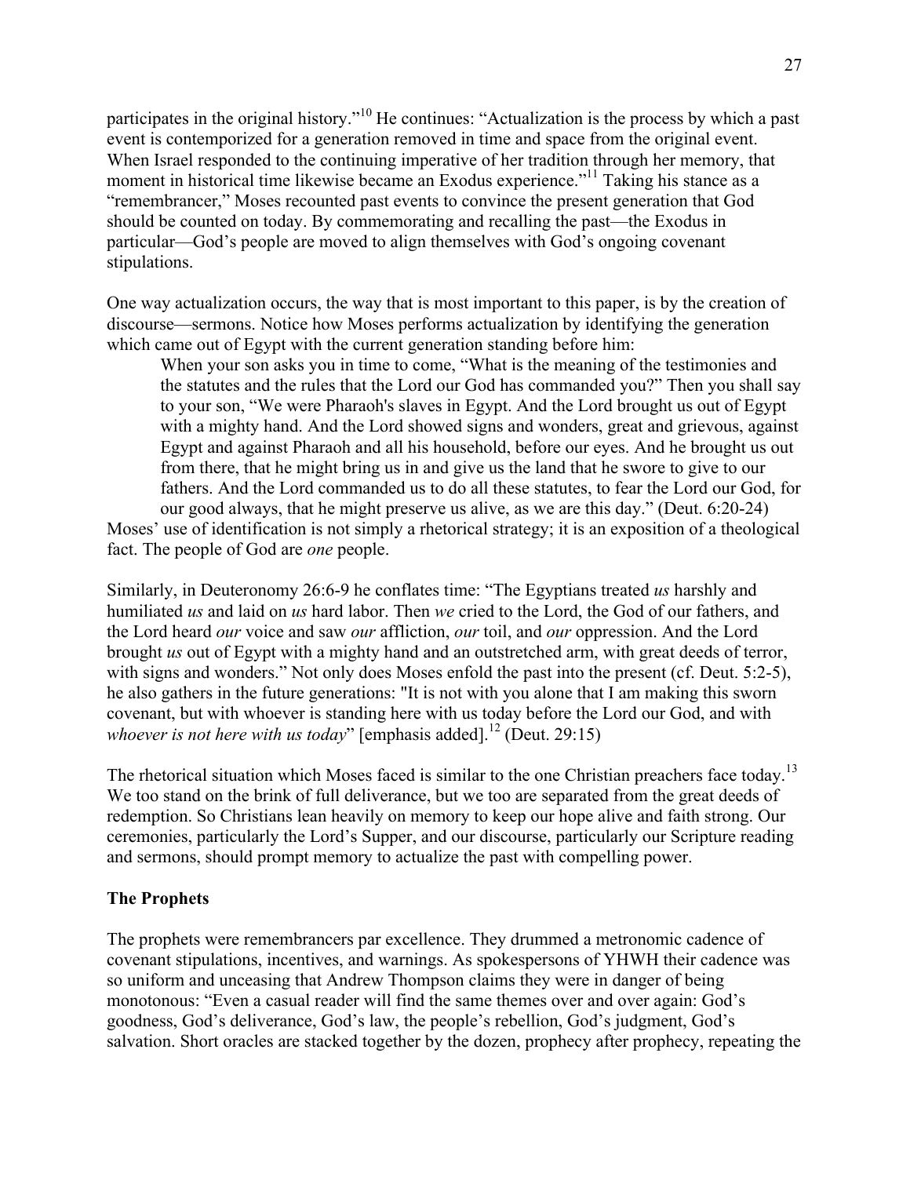participates in the original history."[10] He continues: "Actualization is the process by which a past event is contemporized for a generation removed in time and space from the original event. When Israel responded to the continuing imperative of her tradition through her memory, that moment in historical time likewise became an Exodus experience."[11] Taking his stance as a "remembrancer," Moses recounted past events to convince the present generation that God should be counted on today. By commemorating and recalling the past—the Exodus in particular—God's people are moved to align themselves with God's ongoing covenant stipulations.

One way actualization occurs, the way that is most important to this paper, is by the creation of discourse—sermons. Notice how Moses performs actualization by identifying the generation which came out of Egypt with the current generation standing before him:

> When your son asks you in time to come, "What is the meaning of the testimonies and the statutes and the rules that the Lord our God has commanded you?" Then you shall say to your son, "We were Pharaoh's slaves in Egypt. And the Lord brought us out of Egypt with a mighty hand. And the Lord showed signs and wonders, great and grievous, against Egypt and against Pharaoh and all his household, before our eyes. And he brought us out from there, that he might bring us in and give us the land that he swore to give to our fathers. And the Lord commanded us to do all these statutes, to fear the Lord our God, for our good always, that he might preserve us alive, as we are this day." (Deut. 6:20-24)

Moses' use of identification is not simply a rhetorical strategy; it is an exposition of a theological fact. The people of God are *one* people.

Similarly, in Deuteronomy 26:6-9 he conflates time: "The Egyptians treated *us* harshly and humiliated *us* and laid on *us* hard labor. Then *we* cried to the Lord, the God of our fathers, and the Lord heard *our* voice and saw *our* affliction, *our* toil, and *our* oppression. And the Lord brought *us* out of Egypt with a mighty hand and an outstretched arm, with great deeds of terror, with signs and wonders." Not only does Moses enfold the past into the present (cf. Deut. 5:2-5), he also gathers in the future generations: "It is not with you alone that I am making this sworn covenant, but with whoever is standing here with us today before the Lord our God, and with *whoever is not here with us today*" [emphasis added].[12] (Deut. 29:15)

The rhetorical situation which Moses faced is similar to the one Christian preachers face today.[13] We too stand on the brink of full deliverance, but we too are separated from the great deeds of redemption. So Christians lean heavily on memory to keep our hope alive and faith strong. Our ceremonies, particularly the Lord's Supper, and our discourse, particularly our Scripture reading and sermons, should prompt memory to actualize the past with compelling power.

**The Prophets**

The prophets were remembrancers par excellence. They drummed a metronomic cadence of covenant stipulations, incentives, and warnings. As spokespersons of YHWH their cadence was so uniform and unceasing that Andrew Thompson claims they were in danger of being monotonous: "Even a casual reader will find the same themes over and over again: God's goodness, God's deliverance, God's law, the people's rebellion, God's judgment, God's salvation. Short oracles are stacked together by the dozen, prophecy after prophecy, repeating the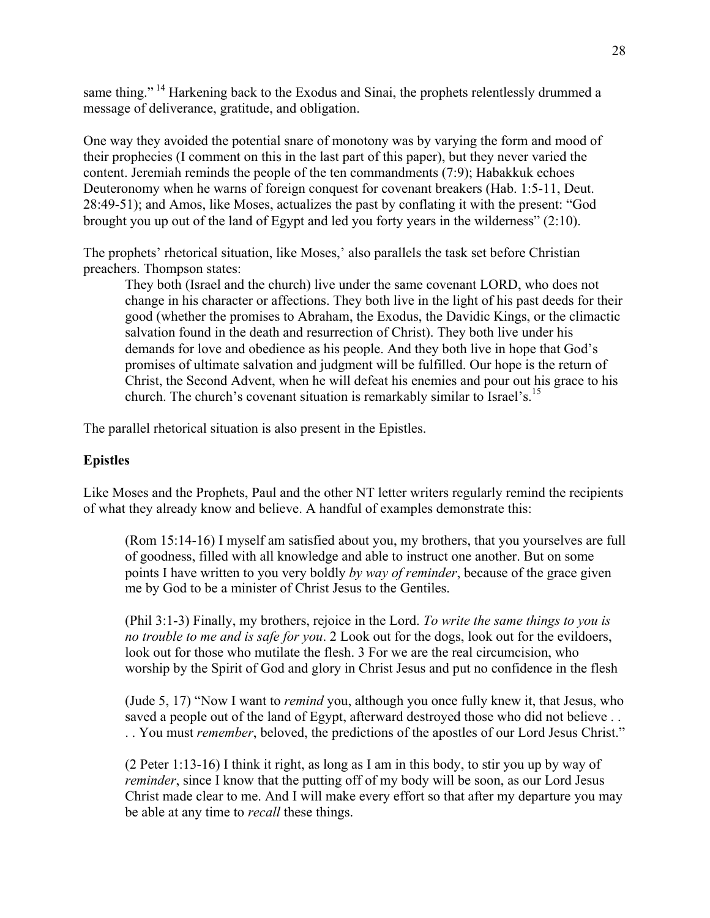same thing."[14] Harkening back to the Exodus and Sinai, the prophets relentlessly drummed a message of deliverance, gratitude, and obligation.

One way they avoided the potential snare of monotony was by varying the form and mood of their prophecies (I comment on this in the last part of this paper), but they never varied the content. Jeremiah reminds the people of the ten commandments (7:9); Habakkuk echoes Deuteronomy when he warns of foreign conquest for covenant breakers (Hab. 1:5-11, Deut. 28:49-51); and Amos, like Moses, actualizes the past by conflating it with the present: "God brought you up out of the land of Egypt and led you forty years in the wilderness" (2:10).

The prophets' rhetorical situation, like Moses,' also parallels the task set before Christian preachers. Thompson states:

> They both (Israel and the church) live under the same covenant LORD, who does not change in his character or affections. They both live in the light of his past deeds for their good (whether the promises to Abraham, the Exodus, the Davidic Kings, or the climactic salvation found in the death and resurrection of Christ). They both live under his demands for love and obedience as his people. And they both live in hope that God's promises of ultimate salvation and judgment will be fulfilled. Our hope is the return of Christ, the Second Advent, when he will defeat his enemies and pour out his grace to his church. The church's covenant situation is remarkably similar to Israel's.[15]

The parallel rhetorical situation is also present in the Epistles.

**Epistles**

Like Moses and the Prophets, Paul and the other NT letter writers regularly remind the recipients of what they already know and believe. A handful of examples demonstrate this:

> (Rom 15:14-16) I myself am satisfied about you, my brothers, that you yourselves are full of goodness, filled with all knowledge and able to instruct one another. But on some points I have written to you very boldly *by way of reminder*, because of the grace given me by God to be a minister of Christ Jesus to the Gentiles.

> (Phil 3:1-3) Finally, my brothers, rejoice in the Lord. *To write the same things to you is no trouble to me and is safe for you*. 2 Look out for the dogs, look out for the evildoers, look out for those who mutilate the flesh. 3 For we are the real circumcision, who worship by the Spirit of God and glory in Christ Jesus and put no confidence in the flesh

> (Jude 5, 17) "Now I want to *remind* you, although you once fully knew it, that Jesus, who saved a people out of the land of Egypt, afterward destroyed those who did not believe . . . . You must *remember*, beloved, the predictions of the apostles of our Lord Jesus Christ."

> (2 Peter 1:13-16) I think it right, as long as I am in this body, to stir you up by way of *reminder*, since I know that the putting off of my body will be soon, as our Lord Jesus Christ made clear to me. And I will make every effort so that after my departure you may be able at any time to *recall* these things.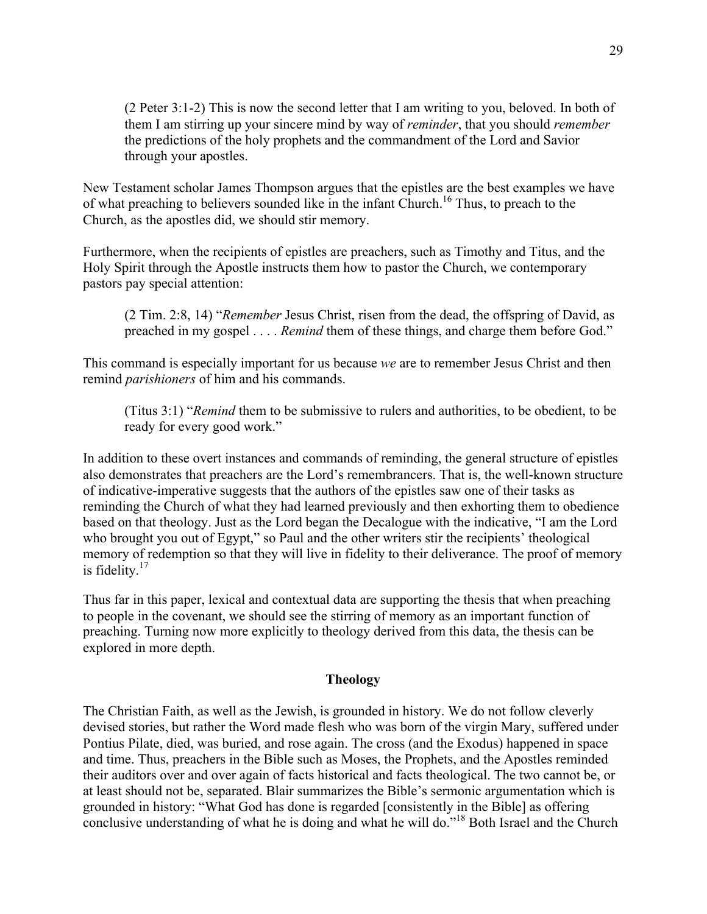> (2 Peter 3:1-2) This is now the second letter that I am writing to you, beloved. In both of them I am stirring up your sincere mind by way of *reminder*, that you should *remember* the predictions of the holy prophets and the commandment of the Lord and Savior through your apostles.

New Testament scholar James Thompson argues that the epistles are the best examples we have of what preaching to believers sounded like in the infant Church.[16] Thus, to preach to the Church, as the apostles did, we should stir memory.

Furthermore, when the recipients of epistles are preachers, such as Timothy and Titus, and the Holy Spirit through the Apostle instructs them how to pastor the Church, we contemporary pastors pay special attention:

> (2 Tim. 2:8, 14) "*Remember* Jesus Christ, risen from the dead, the offspring of David, as preached in my gospel . . . . *Remind* them of these things, and charge them before God."

This command is especially important for us because *we* are to remember Jesus Christ and then remind *parishioners* of him and his commands.

> (Titus 3:1) "*Remind* them to be submissive to rulers and authorities, to be obedient, to be ready for every good work."

In addition to these overt instances and commands of reminding, the general structure of epistles also demonstrates that preachers are the Lord's remembrancers. That is, the well-known structure of indicative-imperative suggests that the authors of the epistles saw one of their tasks as reminding the Church of what they had learned previously and then exhorting them to obedience based on that theology. Just as the Lord began the Decalogue with the indicative, "I am the Lord who brought you out of Egypt," so Paul and the other writers stir the recipients' theological memory of redemption so that they will live in fidelity to their deliverance. The proof of memory is fidelity.[17]

Thus far in this paper, lexical and contextual data are supporting the thesis that when preaching to people in the covenant, we should see the stirring of memory as an important function of preaching. Turning now more explicitly to theology derived from this data, the thesis can be explored in more depth.

## Theology

The Christian Faith, as well as the Jewish, is grounded in history. We do not follow cleverly devised stories, but rather the Word made flesh who was born of the virgin Mary, suffered under Pontius Pilate, died, was buried, and rose again. The cross (and the Exodus) happened in space and time. Thus, preachers in the Bible such as Moses, the Prophets, and the Apostles reminded their auditors over and over again of facts historical and facts theological. The two cannot be, or at least should not be, separated. Blair summarizes the Bible's sermonic argumentation which is grounded in history: "What God has done is regarded [consistently in the Bible] as offering conclusive understanding of what he is doing and what he will do."[18] Both Israel and the Church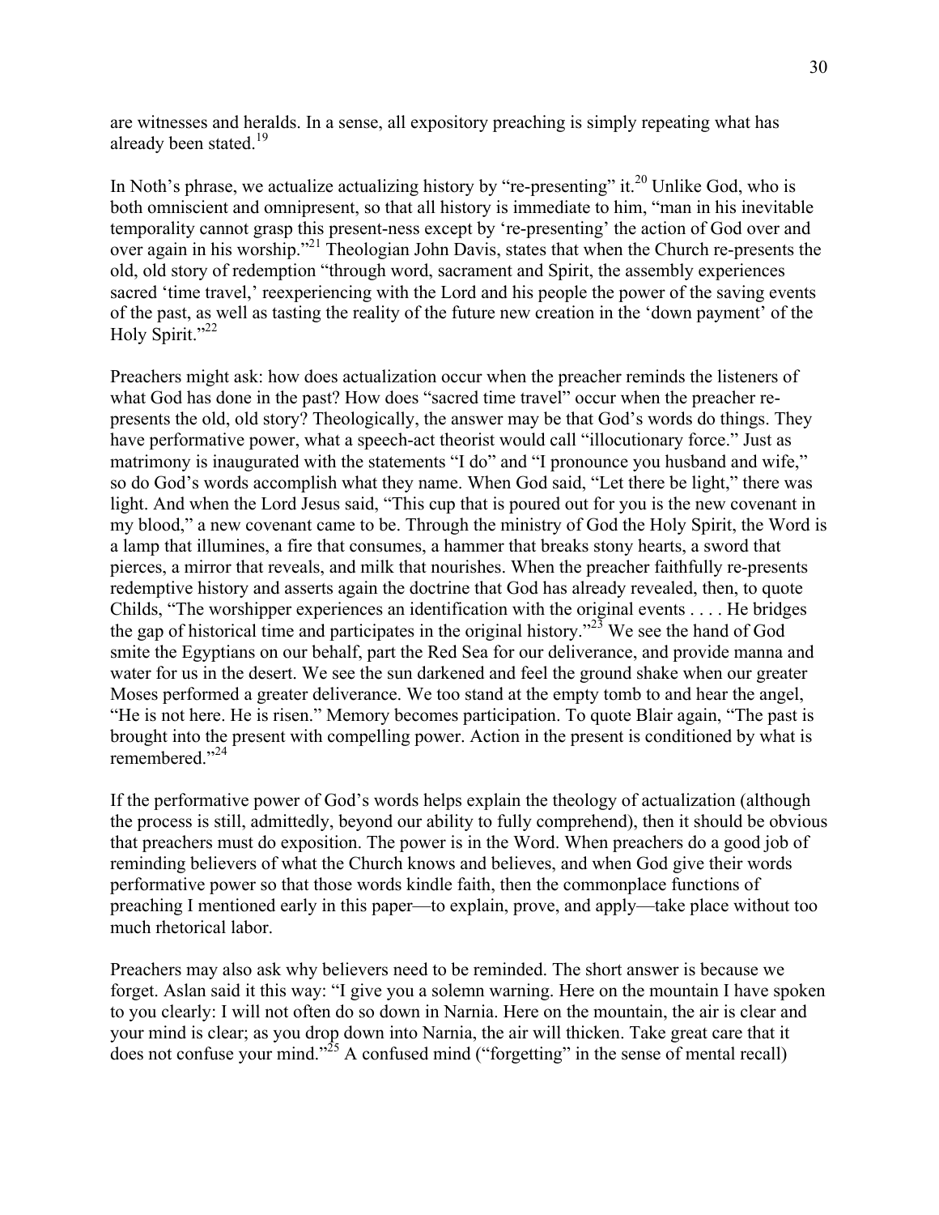are witnesses and heralds. In a sense, all expository preaching is simply repeating what has already been stated.[19]

In Noth's phrase, we actualize actualizing history by "re-presenting" it.[20] Unlike God, who is both omniscient and omnipresent, so that all history is immediate to him, "man in his inevitable temporality cannot grasp this present-ness except by 're-presenting' the action of God over and over again in his worship."[21] Theologian John Davis, states that when the Church re-presents the old, old story of redemption "through word, sacrament and Spirit, the assembly experiences sacred 'time travel,' reexperiencing with the Lord and his people the power of the saving events of the past, as well as tasting the reality of the future new creation in the 'down payment' of the Holy Spirit."[22]

Preachers might ask: how does actualization occur when the preacher reminds the listeners of what God has done in the past? How does "sacred time travel" occur when the preacher re-presents the old, old story? Theologically, the answer may be that God's words do things. They have performative power, what a speech-act theorist would call "illocutionary force." Just as matrimony is inaugurated with the statements "I do" and "I pronounce you husband and wife," so do God's words accomplish what they name. When God said, "Let there be light," there was light. And when the Lord Jesus said, "This cup that is poured out for you is the new covenant in my blood," a new covenant came to be. Through the ministry of God the Holy Spirit, the Word is a lamp that illumines, a fire that consumes, a hammer that breaks stony hearts, a sword that pierces, a mirror that reveals, and milk that nourishes. When the preacher faithfully re-presents redemptive history and asserts again the doctrine that God has already revealed, then, to quote Childs, "The worshipper experiences an identification with the original events . . . . He bridges the gap of historical time and participates in the original history."[23] We see the hand of God smite the Egyptians on our behalf, part the Red Sea for our deliverance, and provide manna and water for us in the desert. We see the sun darkened and feel the ground shake when our greater Moses performed a greater deliverance. We too stand at the empty tomb to and hear the angel, "He is not here. He is risen." Memory becomes participation. To quote Blair again, "The past is brought into the present with compelling power. Action in the present is conditioned by what is remembered."[24]

If the performative power of God's words helps explain the theology of actualization (although the process is still, admittedly, beyond our ability to fully comprehend), then it should be obvious that preachers must do exposition. The power is in the Word. When preachers do a good job of reminding believers of what the Church knows and believes, and when God give their words performative power so that those words kindle faith, then the commonplace functions of preaching I mentioned early in this paper—to explain, prove, and apply—take place without too much rhetorical labor.

Preachers may also ask why believers need to be reminded. The short answer is because we forget. Aslan said it this way: "I give you a solemn warning. Here on the mountain I have spoken to you clearly: I will not often do so down in Narnia. Here on the mountain, the air is clear and your mind is clear; as you drop down into Narnia, the air will thicken. Take great care that it does not confuse your mind."[25] A confused mind ("forgetting" in the sense of mental recall)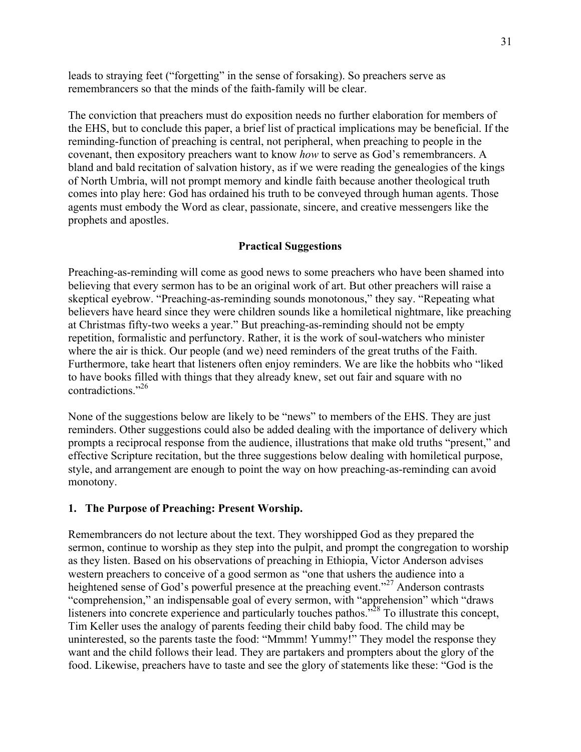leads to straying feet ("forgetting" in the sense of forsaking). So preachers serve as remembrancers so that the minds of the faith-family will be clear.

The conviction that preachers must do exposition needs no further elaboration for members of the EHS, but to conclude this paper, a brief list of practical implications may be beneficial. If the reminding-function of preaching is central, not peripheral, when preaching to people in the covenant, then expository preachers want to know *how* to serve as God's remembrancers. A bland and bald recitation of salvation history, as if we were reading the genealogies of the kings of North Umbria, will not prompt memory and kindle faith because another theological truth comes into play here: God has ordained his truth to be conveyed through human agents. Those agents must embody the Word as clear, passionate, sincere, and creative messengers like the prophets and apostles.

## Practical Suggestions

Preaching-as-reminding will come as good news to some preachers who have been shamed into believing that every sermon has to be an original work of art. But other preachers will raise a skeptical eyebrow. "Preaching-as-reminding sounds monotonous," they say. "Repeating what believers have heard since they were children sounds like a homiletical nightmare, like preaching at Christmas fifty-two weeks a year." But preaching-as-reminding should not be empty repetition, formalistic and perfunctory. Rather, it is the work of soul-watchers who minister where the air is thick. Our people (and we) need reminders of the great truths of the Faith. Furthermore, take heart that listeners often enjoy reminders. We are like the hobbits who "liked to have books filled with things that they already knew, set out fair and square with no contradictions."[26]

None of the suggestions below are likely to be "news" to members of the EHS. They are just reminders. Other suggestions could also be added dealing with the importance of delivery which prompts a reciprocal response from the audience, illustrations that make old truths "present," and effective Scripture recitation, but the three suggestions below dealing with homiletical purpose, style, and arrangement are enough to point the way on how preaching-as-reminding can avoid monotony.

### 1. The Purpose of Preaching: Present Worship.

Remembrancers do not lecture about the text. They worshipped God as they prepared the sermon, continue to worship as they step into the pulpit, and prompt the congregation to worship as they listen. Based on his observations of preaching in Ethiopia, Victor Anderson advises western preachers to conceive of a good sermon as "one that ushers the audience into a heightened sense of God's powerful presence at the preaching event."[27] Anderson contrasts "comprehension," an indispensable goal of every sermon, with "apprehension" which "draws listeners into concrete experience and particularly touches pathos."[28] To illustrate this concept, Tim Keller uses the analogy of parents feeding their child baby food. The child may be uninterested, so the parents taste the food: "Mmmm! Yummy!" They model the response they want and the child follows their lead. They are partakers and prompters about the glory of the food. Likewise, preachers have to taste and see the glory of statements like these: "God is the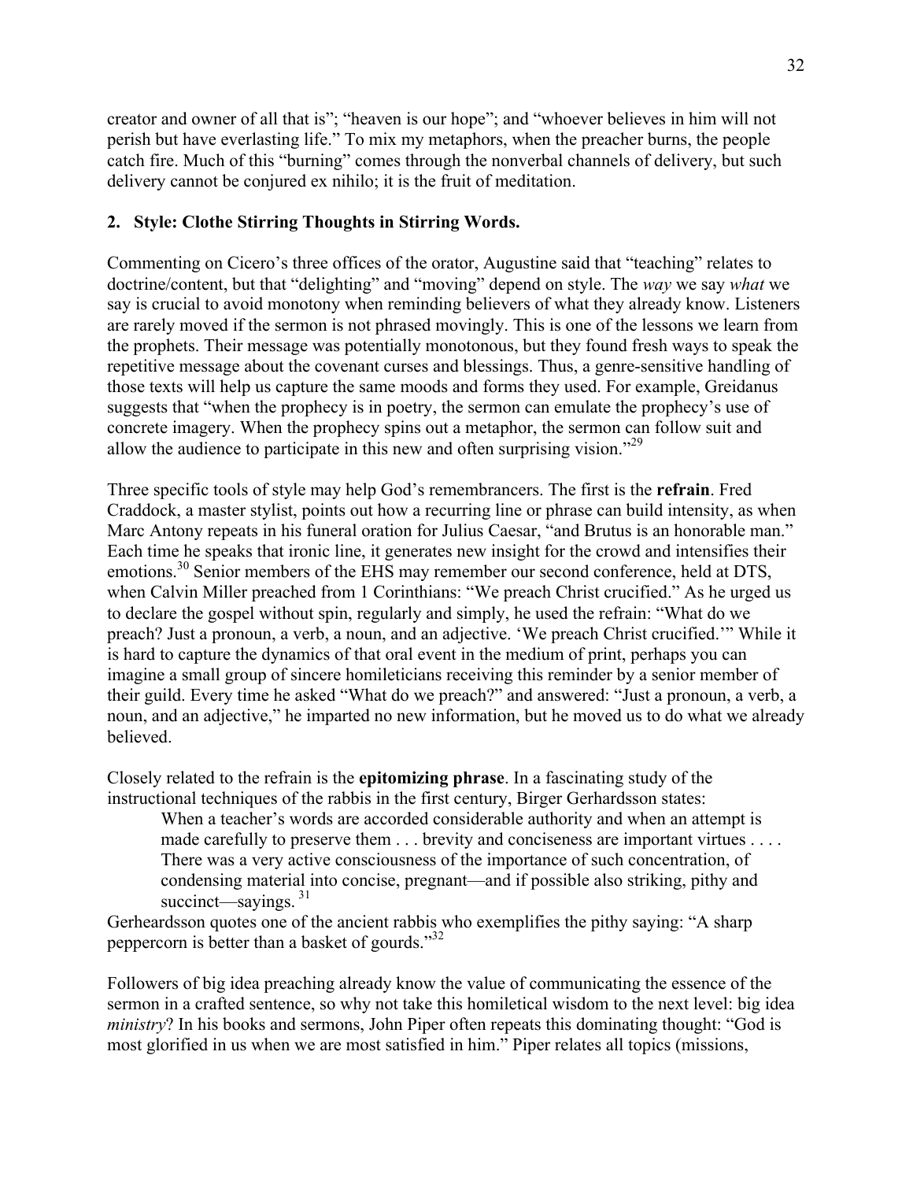creator and owner of all that is"; "heaven is our hope"; and "whoever believes in him will not perish but have everlasting life." To mix my metaphors, when the preacher burns, the people catch fire. Much of this "burning" comes through the nonverbal channels of delivery, but such delivery cannot be conjured ex nihilo; it is the fruit of meditation.

**2. Style: Clothe Stirring Thoughts in Stirring Words.**

Commenting on Cicero's three offices of the orator, Augustine said that "teaching" relates to doctrine/content, but that "delighting" and "moving" depend on style. The *way* we say *what* we say is crucial to avoid monotony when reminding believers of what they already know. Listeners are rarely moved if the sermon is not phrased movingly. This is one of the lessons we learn from the prophets. Their message was potentially monotonous, but they found fresh ways to speak the repetitive message about the covenant curses and blessings. Thus, a genre-sensitive handling of those texts will help us capture the same moods and forms they used. For example, Greidanus suggests that "when the prophecy is in poetry, the sermon can emulate the prophecy's use of concrete imagery. When the prophecy spins out a metaphor, the sermon can follow suit and allow the audience to participate in this new and often surprising vision."[29]

Three specific tools of style may help God's remembrancers. The first is the **refrain**. Fred Craddock, a master stylist, points out how a recurring line or phrase can build intensity, as when Marc Antony repeats in his funeral oration for Julius Caesar, "and Brutus is an honorable man." Each time he speaks that ironic line, it generates new insight for the crowd and intensifies their emotions.[30] Senior members of the EHS may remember our second conference, held at DTS, when Calvin Miller preached from 1 Corinthians: "We preach Christ crucified." As he urged us to declare the gospel without spin, regularly and simply, he used the refrain: "What do we preach? Just a pronoun, a verb, a noun, and an adjective. 'We preach Christ crucified.'" While it is hard to capture the dynamics of that oral event in the medium of print, perhaps you can imagine a small group of sincere homileticians receiving this reminder by a senior member of their guild. Every time he asked "What do we preach?" and answered: "Just a pronoun, a verb, a noun, and an adjective," he imparted no new information, but he moved us to do what we already believed.

Closely related to the refrain is the **epitomizing phrase**. In a fascinating study of the instructional techniques of the rabbis in the first century, Birger Gerhardsson states:

> When a teacher's words are accorded considerable authority and when an attempt is made carefully to preserve them . . . brevity and conciseness are important virtues . . . . There was a very active consciousness of the importance of such concentration, of condensing material into concise, pregnant—and if possible also striking, pithy and succinct—sayings.[31]

Gerheardsson quotes one of the ancient rabbis who exemplifies the pithy saying: "A sharp peppercorn is better than a basket of gourds."[32]

Followers of big idea preaching already know the value of communicating the essence of the sermon in a crafted sentence, so why not take this homiletical wisdom to the next level: big idea *ministry*? In his books and sermons, John Piper often repeats this dominating thought: "God is most glorified in us when we are most satisfied in him." Piper relates all topics (missions,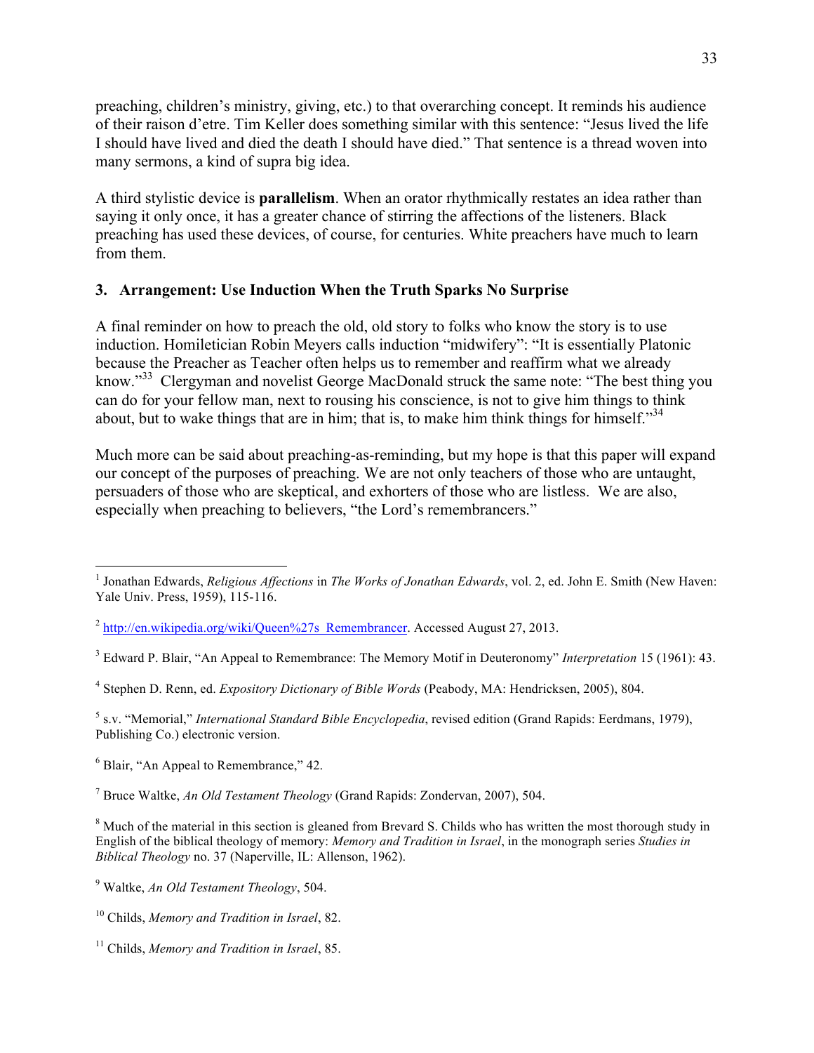preaching, children's ministry, giving, etc.) to that overarching concept. It reminds his audience of their raison d'etre. Tim Keller does something similar with this sentence: "Jesus lived the life I should have lived and died the death I should have died." That sentence is a thread woven into many sermons, a kind of supra big idea.

A third stylistic device is **parallelism**. When an orator rhythmically restates an idea rather than saying it only once, it has a greater chance of stirring the affections of the listeners. Black preaching has used these devices, of course, for centuries. White preachers have much to learn from them.

### 3. Arrangement: Use Induction When the Truth Sparks No Surprise

A final reminder on how to preach the old, old story to folks who know the story is to use induction. Homiletician Robin Meyers calls induction "midwifery": "It is essentially Platonic because the Preacher as Teacher often helps us to remember and reaffirm what we already know."[33] Clergyman and novelist George MacDonald struck the same note: "The best thing you can do for your fellow man, next to rousing his conscience, is not to give him things to think about, but to wake things that are in him; that is, to make him think things for himself."[34]

Much more can be said about preaching-as-reminding, but my hope is that this paper will expand our concept of the purposes of preaching. We are not only teachers of those who are untaught, persuaders of those who are skeptical, and exhorters of those who are listless. We are also, especially when preaching to believers, "the Lord's remembrancers."

---

[1] Jonathan Edwards, *Religious Affections* in *The Works of Jonathan Edwards*, vol. 2, ed. John E. Smith (New Haven: Yale Univ. Press, 1959), 115-116.

[2] http://en.wikipedia.org/wiki/Queen%27s_Remembrancer. Accessed August 27, 2013.

[3] Edward P. Blair, "An Appeal to Remembrance: The Memory Motif in Deuteronomy" *Interpretation* 15 (1961): 43.

[4] Stephen D. Renn, ed. *Expository Dictionary of Bible Words* (Peabody, MA: Hendricksen, 2005), 804.

[5] s.v. "Memorial," *International Standard Bible Encyclopedia*, revised edition (Grand Rapids: Eerdmans, 1979), Publishing Co.) electronic version.

[6] Blair, "An Appeal to Remembrance," 42.

[7] Bruce Waltke, *An Old Testament Theology* (Grand Rapids: Zondervan, 2007), 504.

[8] Much of the material in this section is gleaned from Brevard S. Childs who has written the most thorough study in English of the biblical theology of memory: *Memory and Tradition in Israel*, in the monograph series *Studies in Biblical Theology* no. 37 (Naperville, IL: Allenson, 1962).

[9] Waltke, *An Old Testament Theology*, 504.

[10] Childs, *Memory and Tradition in Israel*, 82.

[11] Childs, *Memory and Tradition in Israel*, 85.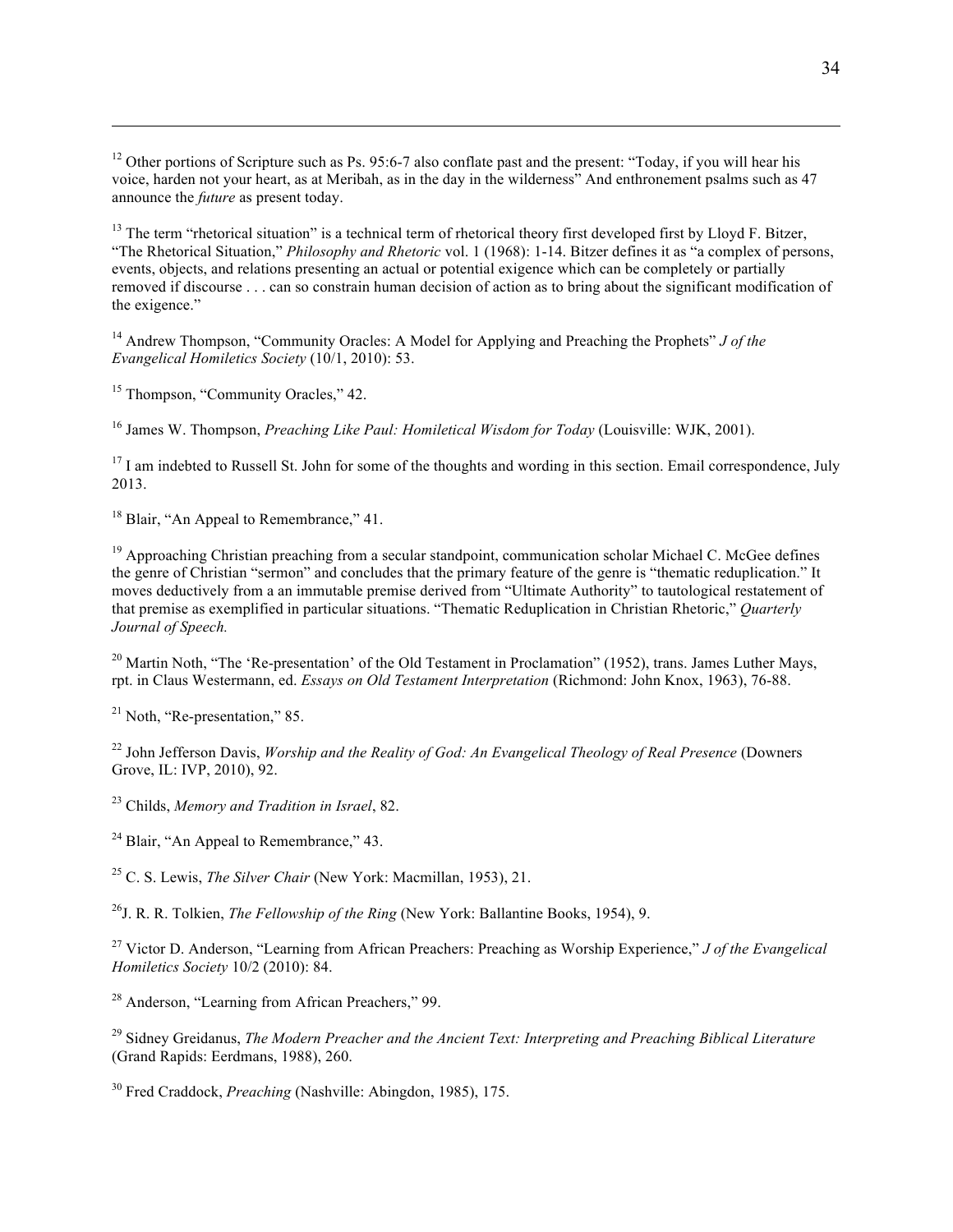[12] Other portions of Scripture such as Ps. 95:6-7 also conflate past and the present: "Today, if you will hear his voice, harden not your heart, as at Meribah, as in the day in the wilderness" And enthronement psalms such as 47 announce the *future* as present today.

[13] The term "rhetorical situation" is a technical term of rhetorical theory first developed first by Lloyd F. Bitzer, "The Rhetorical Situation," *Philosophy and Rhetoric* vol. 1 (1968): 1-14. Bitzer defines it as "a complex of persons, events, objects, and relations presenting an actual or potential exigence which can be completely or partially removed if discourse . . . can so constrain human decision of action as to bring about the significant modification of the exigence."

[14] Andrew Thompson, "Community Oracles: A Model for Applying and Preaching the Prophets" *J of the Evangelical Homiletics Society* (10/1, 2010): 53.

[15] Thompson, "Community Oracles," 42.

[16] James W. Thompson, *Preaching Like Paul: Homiletical Wisdom for Today* (Louisville: WJK, 2001).

[17] I am indebted to Russell St. John for some of the thoughts and wording in this section. Email correspondence, July 2013.

[18] Blair, "An Appeal to Remembrance," 41.

[19] Approaching Christian preaching from a secular standpoint, communication scholar Michael C. McGee defines the genre of Christian "sermon" and concludes that the primary feature of the genre is "thematic reduplication." It moves deductively from a an immutable premise derived from "Ultimate Authority" to tautological restatement of that premise as exemplified in particular situations. "Thematic Reduplication in Christian Rhetoric," *Quarterly Journal of Speech.*

[20] Martin Noth, "The 'Re-presentation' of the Old Testament in Proclamation" (1952), trans. James Luther Mays, rpt. in Claus Westermann, ed. *Essays on Old Testament Interpretation* (Richmond: John Knox, 1963), 76-88.

[21] Noth, "Re-presentation," 85.

[22] John Jefferson Davis, *Worship and the Reality of God: An Evangelical Theology of Real Presence* (Downers Grove, IL: IVP, 2010), 92.

[23] Childs, *Memory and Tradition in Israel*, 82.

[24] Blair, "An Appeal to Remembrance," 43.

[25] C. S. Lewis, *The Silver Chair* (New York: Macmillan, 1953), 21.

[26] J. R. R. Tolkien, *The Fellowship of the Ring* (New York: Ballantine Books, 1954), 9.

[27] Victor D. Anderson, "Learning from African Preachers: Preaching as Worship Experience," *J of the Evangelical Homiletics Society* 10/2 (2010): 84.

[28] Anderson, "Learning from African Preachers," 99.

[29] Sidney Greidanus, *The Modern Preacher and the Ancient Text: Interpreting and Preaching Biblical Literature* (Grand Rapids: Eerdmans, 1988), 260.

[30] Fred Craddock, *Preaching* (Nashville: Abingdon, 1985), 175.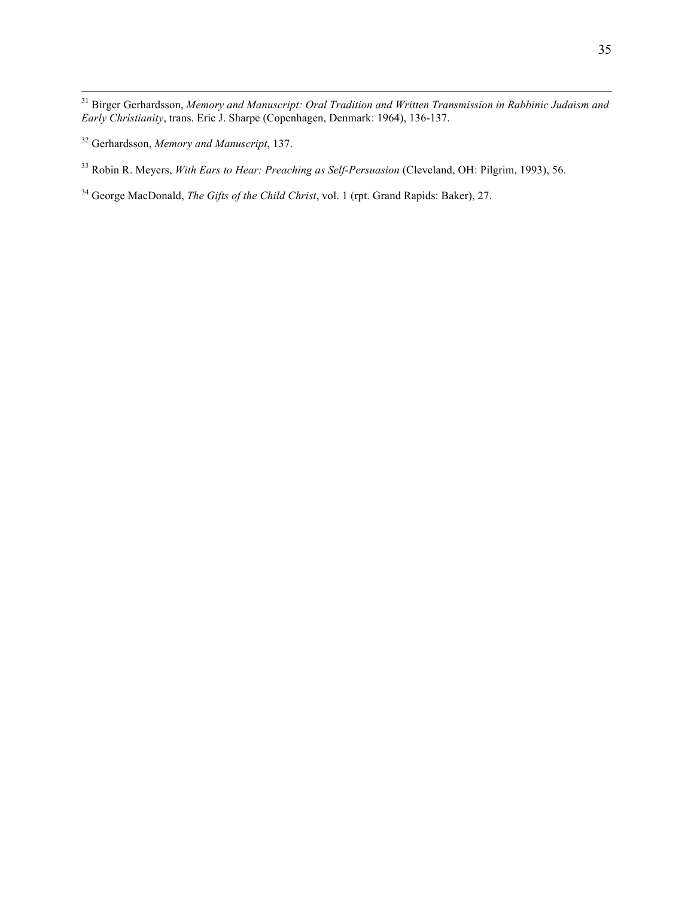[31] Birger Gerhardsson, *Memory and Manuscript: Oral Tradition and Written Transmission in Rabbinic Judaism and Early Christianity*, trans. Eric J. Sharpe (Copenhagen, Denmark: 1964), 136-137.

[32] Gerhardsson, *Memory and Manuscript*, 137.

[33] Robin R. Meyers, *With Ears to Hear: Preaching as Self-Persuasion* (Cleveland, OH: Pilgrim, 1993), 56.

[34] George MacDonald, *The Gifts of the Child Christ*, vol. 1 (rpt. Grand Rapids: Baker), 27.